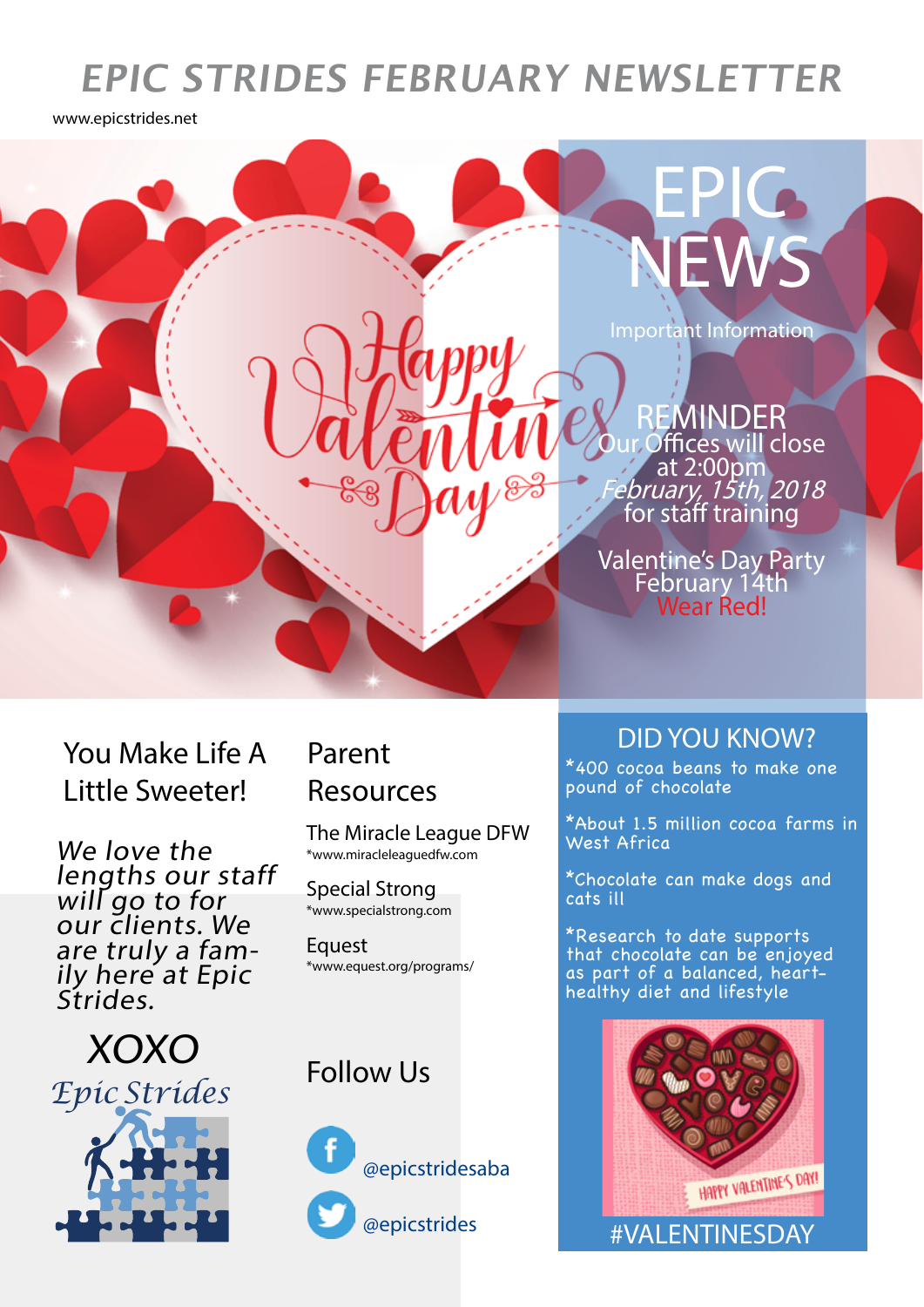# EPIC STRIDES FEBRUARY NEWSLETTER

www.epicstrides.net

Happy Valentine's Day

## EPIC NEWS

Important Information

**REMINDER**
Our Offices will close at 2:00pm
*February, 15th, 2018*
for staff training

Valentine's Day Party
February 14th
Wear Red!

## You Make Life A Little Sweeter!

*We love the lengths our staff will go to for our clients. We are truly a family here at Epic Strides.*

XOXO
*Epic Strides*

## Parent Resources

The Miracle League DFW
*www.miracleleaguedfw.com

Special Strong
*www.specialstrong.com

Equest
*www.equest.org/programs/

## Follow Us

@epicstridesaba

@epicstrides

## DID YOU KNOW?

*400 cocoa beans to make one pound of chocolate

*About 1.5 million cocoa farms in West Africa

*Chocolate can make dogs and cats ill

*Research to date supports that chocolate can be enjoyed as part of a balanced, heart-healthy diet and lifestyle

HAPPY VALENTINE'S DAY!

#VALENTINESDAY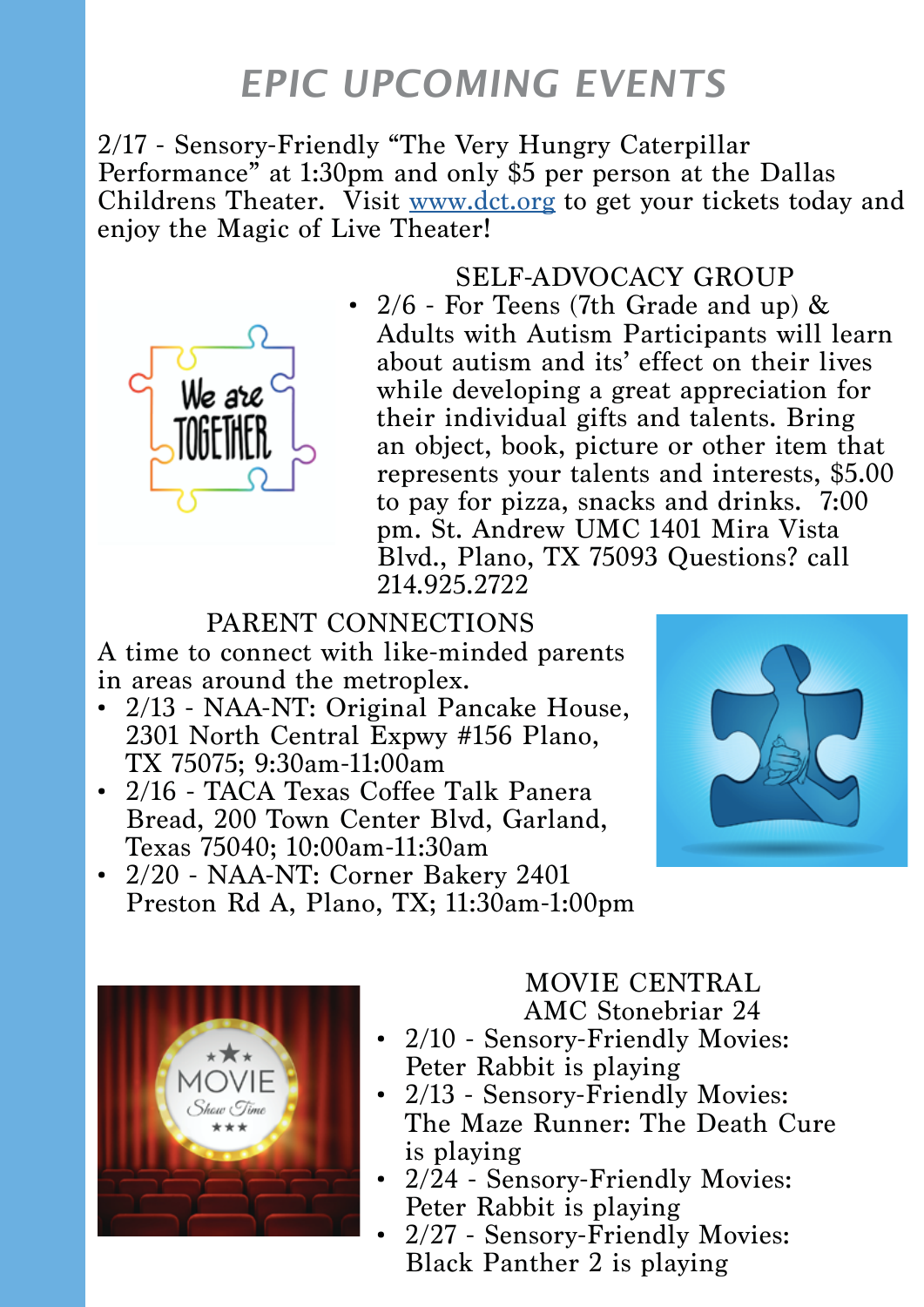# EPIC UPCOMING EVENTS

2/17 - Sensory-Friendly "The Very Hungry Caterpillar Performance" at 1:30pm and only $5 per person at the Dallas Childrens Theater. Visit www.dct.org to get your tickets today and enjoy the Magic of Live Theater!

## SELF-ADVOCACY GROUP

- 2/6 - For Teens (7th Grade and up) & Adults with Autism Participants will learn about autism and its' effect on their lives while developing a great appreciation for their individual gifts and talents. Bring an object, book, picture or other item that represents your talents and interests, $5.00 to pay for pizza, snacks and drinks. 7:00 pm. St. Andrew UMC 1401 Mira Vista Blvd., Plano, TX 75093 Questions? call 214.925.2722

## PARENT CONNECTIONS

A time to connect with like-minded parents in areas around the metroplex.

- 2/13 - NAA-NT: Original Pancake House, 2301 North Central Expwy #156 Plano, TX 75075; 9:30am-11:00am
- 2/16 - TACA Texas Coffee Talk Panera Bread, 200 Town Center Blvd, Garland, Texas 75040; 10:00am-11:30am
- 2/20 - NAA-NT: Corner Bakery 2401 Preston Rd A, Plano, TX; 11:30am-1:00pm

## MOVIE CENTRAL

AMC Stonebriar 24

- 2/10 - Sensory-Friendly Movies: Peter Rabbit is playing
- 2/13 - Sensory-Friendly Movies: The Maze Runner: The Death Cure is playing
- 2/24 - Sensory-Friendly Movies: Peter Rabbit is playing
- 2/27 - Sensory-Friendly Movies: Black Panther 2 is playing